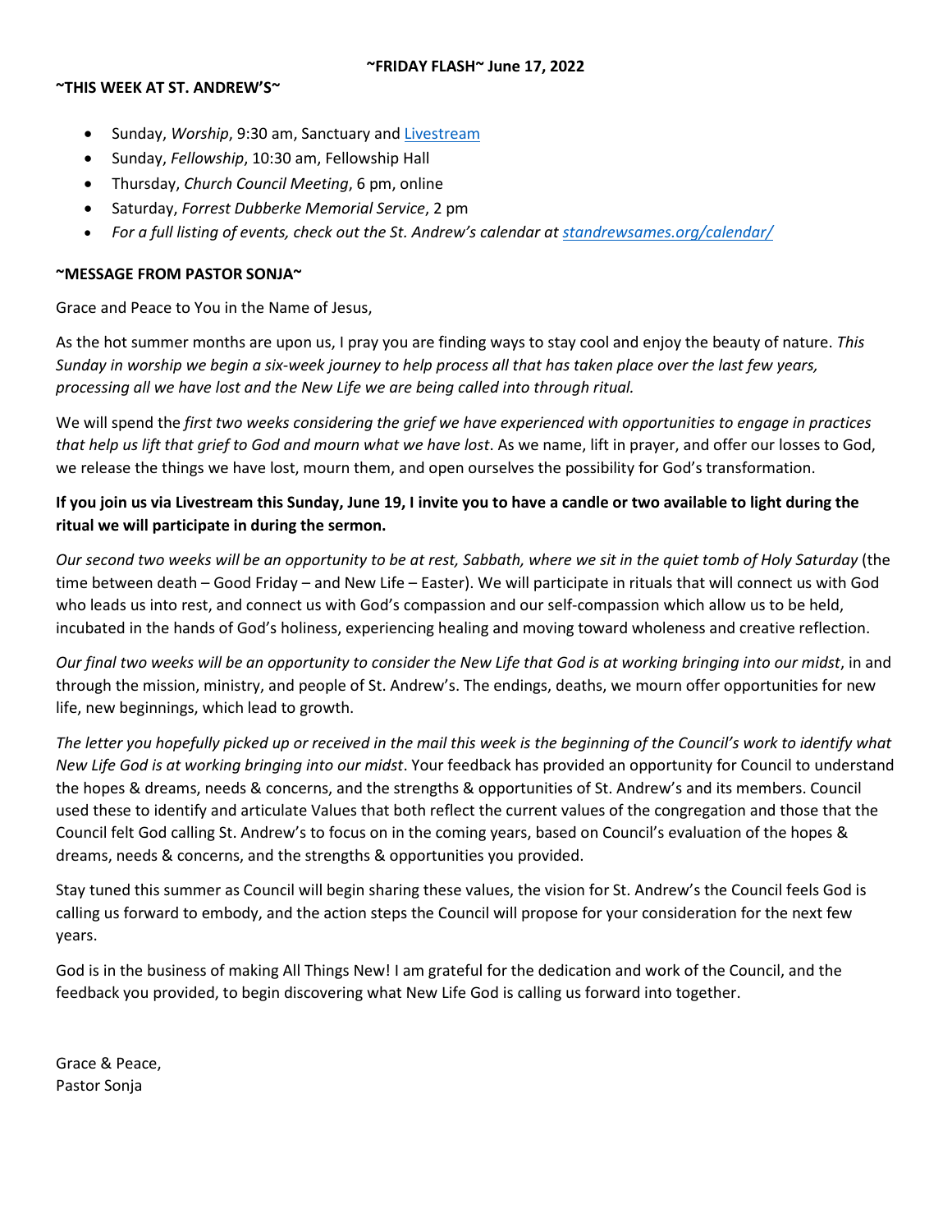**~FRIDAY FLASH~ June 17, 2022**

**~THIS WEEK AT ST. ANDREW'S~**

- Sunday, *Worship*, 9:30 am, Sanctuary and Livestream
- Sunday, *Fellowship*, 10:30 am, Fellowship Hall
- Thursday, *Church Council Meeting*, 6 pm, online
- Saturday, *Forrest Dubberke Memorial Service*, 2 pm
- *For a full listing of events, check out the St. Andrew's calendar at standrewsames.org/calendar/*

**~MESSAGE FROM PASTOR SONJA~**

Grace and Peace to You in the Name of Jesus,

As the hot summer months are upon us, I pray you are finding ways to stay cool and enjoy the beauty of nature. *This Sunday in worship we begin a six-week journey to help process all that has taken place over the last few years, processing all we have lost and the New Life we are being called into through ritual.*

We will spend the *first two weeks considering the grief we have experienced with opportunities to engage in practices that help us lift that grief to God and mourn what we have lost*. As we name, lift in prayer, and offer our losses to God, we release the things we have lost, mourn them, and open ourselves the possibility for God's transformation.

**If you join us via Livestream this Sunday, June 19, I invite you to have a candle or two available to light during the ritual we will participate in during the sermon.**

*Our second two weeks will be an opportunity to be at rest, Sabbath, where we sit in the quiet tomb of Holy Saturday* (the time between death – Good Friday – and New Life – Easter). We will participate in rituals that will connect us with God who leads us into rest, and connect us with God's compassion and our self-compassion which allow us to be held, incubated in the hands of God's holiness, experiencing healing and moving toward wholeness and creative reflection.

*Our final two weeks will be an opportunity to consider the New Life that God is at working bringing into our midst*, in and through the mission, ministry, and people of St. Andrew's. The endings, deaths, we mourn offer opportunities for new life, new beginnings, which lead to growth.

*The letter you hopefully picked up or received in the mail this week is the beginning of the Council's work to identify what New Life God is at working bringing into our midst*. Your feedback has provided an opportunity for Council to understand the hopes & dreams, needs & concerns, and the strengths & opportunities of St. Andrew's and its members. Council used these to identify and articulate Values that both reflect the current values of the congregation and those that the Council felt God calling St. Andrew's to focus on in the coming years, based on Council's evaluation of the hopes & dreams, needs & concerns, and the strengths & opportunities you provided.

Stay tuned this summer as Council will begin sharing these values, the vision for St. Andrew's the Council feels God is calling us forward to embody, and the action steps the Council will propose for your consideration for the next few years.

God is in the business of making All Things New! I am grateful for the dedication and work of the Council, and the feedback you provided, to begin discovering what New Life God is calling us forward into together.

Grace & Peace,
Pastor Sonja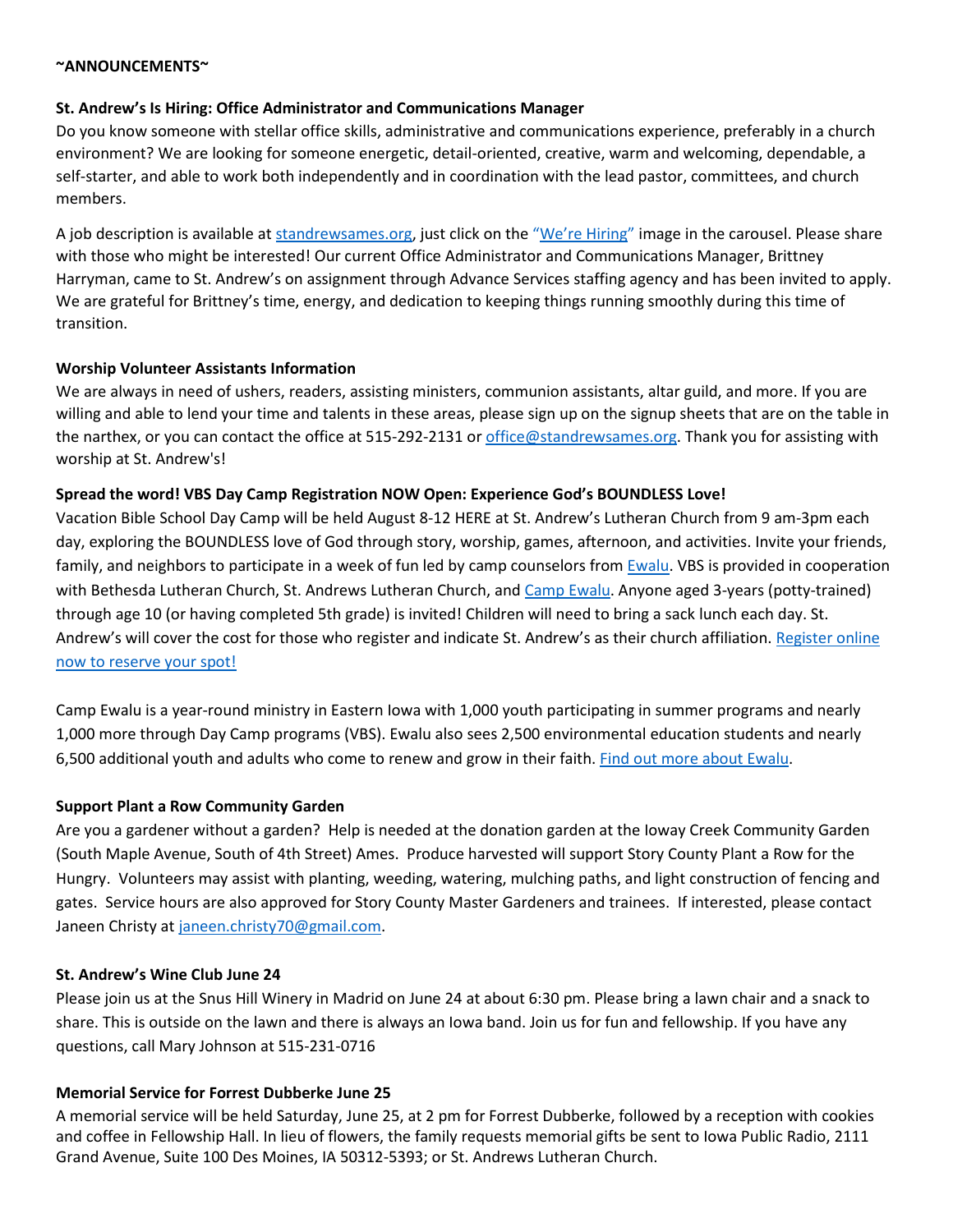**~ANNOUNCEMENTS~**

**St. Andrew's Is Hiring: Office Administrator and Communications Manager**

Do you know someone with stellar office skills, administrative and communications experience, preferably in a church environment? We are looking for someone energetic, detail-oriented, creative, warm and welcoming, dependable, a self-starter, and able to work both independently and in coordination with the lead pastor, committees, and church members.

A job description is available at standrewsames.org, just click on the "We're Hiring" image in the carousel. Please share with those who might be interested! Our current Office Administrator and Communications Manager, Brittney Harryman, came to St. Andrew's on assignment through Advance Services staffing agency and has been invited to apply. We are grateful for Brittney's time, energy, and dedication to keeping things running smoothly during this time of transition.

**Worship Volunteer Assistants Information**

We are always in need of ushers, readers, assisting ministers, communion assistants, altar guild, and more. If you are willing and able to lend your time and talents in these areas, please sign up on the signup sheets that are on the table in the narthex, or you can contact the office at 515-292-2131 or office@standrewsames.org. Thank you for assisting with worship at St. Andrew's!

**Spread the word! VBS Day Camp Registration NOW Open: Experience God's BOUNDLESS Love!**

Vacation Bible School Day Camp will be held August 8-12 HERE at St. Andrew's Lutheran Church from 9 am-3pm each day, exploring the BOUNDLESS love of God through story, worship, games, afternoon, and activities. Invite your friends, family, and neighbors to participate in a week of fun led by camp counselors from Ewalu. VBS is provided in cooperation with Bethesda Lutheran Church, St. Andrews Lutheran Church, and Camp Ewalu. Anyone aged 3-years (potty-trained) through age 10 (or having completed 5th grade) is invited! Children will need to bring a sack lunch each day. St. Andrew's will cover the cost for those who register and indicate St. Andrew's as their church affiliation. Register online now to reserve your spot!

Camp Ewalu is a year-round ministry in Eastern Iowa with 1,000 youth participating in summer programs and nearly 1,000 more through Day Camp programs (VBS). Ewalu also sees 2,500 environmental education students and nearly 6,500 additional youth and adults who come to renew and grow in their faith. Find out more about Ewalu.

**Support Plant a Row Community Garden**

Are you a gardener without a garden? Help is needed at the donation garden at the Ioway Creek Community Garden (South Maple Avenue, South of 4th Street) Ames. Produce harvested will support Story County Plant a Row for the Hungry. Volunteers may assist with planting, weeding, watering, mulching paths, and light construction of fencing and gates. Service hours are also approved for Story County Master Gardeners and trainees. If interested, please contact Janeen Christy at janeen.christy70@gmail.com.

**St. Andrew's Wine Club June 24**

Please join us at the Snus Hill Winery in Madrid on June 24 at about 6:30 pm. Please bring a lawn chair and a snack to share. This is outside on the lawn and there is always an Iowa band. Join us for fun and fellowship. If you have any questions, call Mary Johnson at 515-231-0716

**Memorial Service for Forrest Dubberke June 25**

A memorial service will be held Saturday, June 25, at 2 pm for Forrest Dubberke, followed by a reception with cookies and coffee in Fellowship Hall. In lieu of flowers, the family requests memorial gifts be sent to Iowa Public Radio, 2111 Grand Avenue, Suite 100 Des Moines, IA 50312-5393; or St. Andrews Lutheran Church.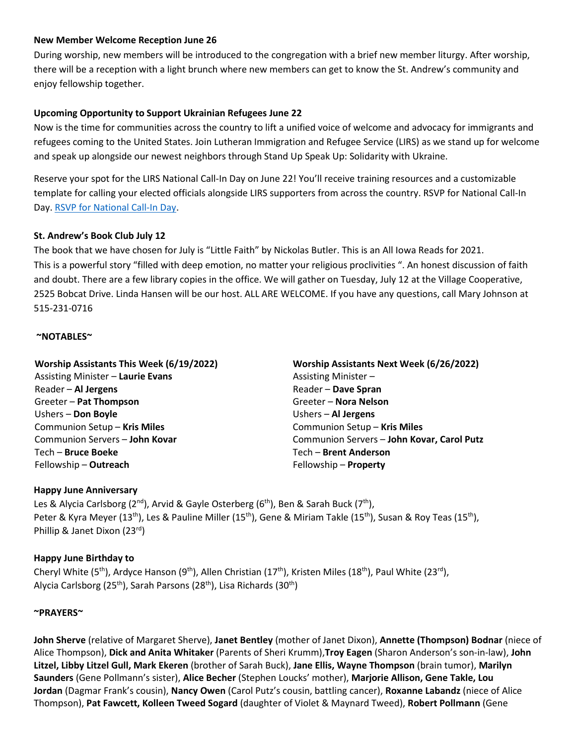**New Member Welcome Reception June 26**

During worship, new members will be introduced to the congregation with a brief new member liturgy. After worship, there will be a reception with a light brunch where new members can get to know the St. Andrew's community and enjoy fellowship together.

**Upcoming Opportunity to Support Ukrainian Refugees June 22**

Now is the time for communities across the country to lift a unified voice of welcome and advocacy for immigrants and refugees coming to the United States. Join Lutheran Immigration and Refugee Service (LIRS) as we stand up for welcome and speak up alongside our newest neighbors through Stand Up Speak Up: Solidarity with Ukraine.

Reserve your spot for the LIRS National Call-In Day on June 22! You'll receive training resources and a customizable template for calling your elected officials alongside LIRS supporters from across the country. RSVP for National Call-In Day. RSVP for National Call-In Day.

**St. Andrew's Book Club July 12**

The book that we have chosen for July is "Little Faith" by Nickolas Butler. This is an All Iowa Reads for 2021. This is a powerful story "filled with deep emotion, no matter your religious proclivities ". An honest discussion of faith and doubt. There are a few library copies in the office. We will gather on Tuesday, July 12 at the Village Cooperative, 2525 Bobcat Drive. Linda Hansen will be our host. ALL ARE WELCOME. If you have any questions, call Mary Johnson at 515-231-0716

**~NOTABLES~**

**Worship Assistants This Week (6/19/2022)**

Assisting Minister – **Laurie Evans**
Reader – **Al Jergens**
Greeter – **Pat Thompson**
Ushers – **Don Boyle**
Communion Setup – **Kris Miles**
Communion Servers – **John Kovar**
Tech – **Bruce Boeke**
Fellowship – **Outreach**

**Worship Assistants Next Week (6/26/2022)**

Assisting Minister –
Reader – **Dave Spran**
Greeter – **Nora Nelson**
Ushers – **Al Jergens**
Communion Setup – **Kris Miles**
Communion Servers – **John Kovar, Carol Putz**
Tech – **Brent Anderson**
Fellowship – **Property**

**Happy June Anniversary**

Les & Alycia Carlsborg (2nd), Arvid & Gayle Osterberg (6th), Ben & Sarah Buck (7th), Peter & Kyra Meyer (13th), Les & Pauline Miller (15th), Gene & Miriam Takle (15th), Susan & Roy Teas (15th), Phillip & Janet Dixon (23rd)

**Happy June Birthday to**

Cheryl White (5th), Ardyce Hanson (9th), Allen Christian (17th), Kristen Miles (18th), Paul White (23rd), Alycia Carlsborg (25th), Sarah Parsons (28th), Lisa Richards (30th)

**~PRAYERS~**

**John Sherve** (relative of Margaret Sherve), **Janet Bentley** (mother of Janet Dixon), **Annette (Thompson) Bodnar** (niece of Alice Thompson), **Dick and Anita Whitaker** (Parents of Sheri Krumm),**Troy Eagen** (Sharon Anderson's son-in-law), **John Litzel, Libby Litzel Gull, Mark Ekeren** (brother of Sarah Buck), **Jane Ellis, Wayne Thompson** (brain tumor), **Marilyn Saunders** (Gene Pollmann's sister), **Alice Becher** (Stephen Loucks' mother), **Marjorie Allison, Gene Takle, Lou Jordan** (Dagmar Frank's cousin), **Nancy Owen** (Carol Putz's cousin, battling cancer), **Roxanne Labandz** (niece of Alice Thompson), **Pat Fawcett, Kolleen Tweed Sogard** (daughter of Violet & Maynard Tweed), **Robert Pollmann** (Gene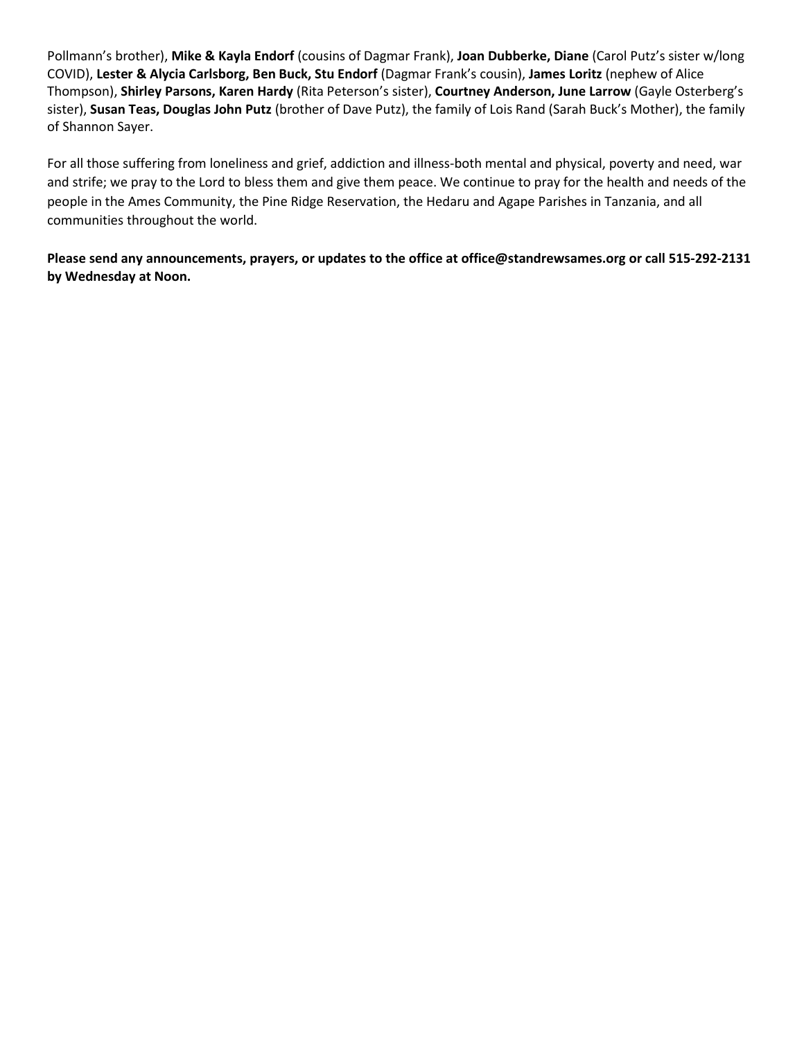Pollmann's brother), **Mike & Kayla Endorf** (cousins of Dagmar Frank), **Joan Dubberke, Diane** (Carol Putz's sister w/long COVID), **Lester & Alycia Carlsborg, Ben Buck, Stu Endorf** (Dagmar Frank's cousin), **James Loritz** (nephew of Alice Thompson), **Shirley Parsons, Karen Hardy** (Rita Peterson's sister), **Courtney Anderson, June Larrow** (Gayle Osterberg's sister), **Susan Teas, Douglas John Putz** (brother of Dave Putz), the family of Lois Rand (Sarah Buck's Mother), the family of Shannon Sayer.

For all those suffering from loneliness and grief, addiction and illness-both mental and physical, poverty and need, war and strife; we pray to the Lord to bless them and give them peace. We continue to pray for the health and needs of the people in the Ames Community, the Pine Ridge Reservation, the Hedaru and Agape Parishes in Tanzania, and all communities throughout the world.

**Please send any announcements, prayers, or updates to the office at office@standrewsames.org or call 515-292-2131 by Wednesday at Noon.**